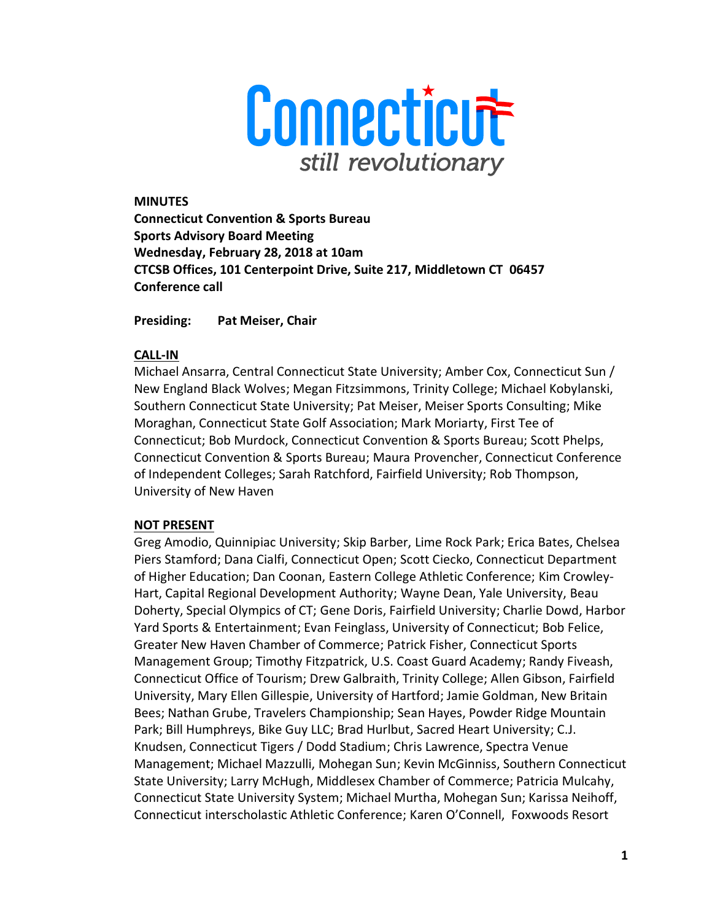Connecticut
*still revolutionary*

**MINUTES**
**Connecticut Convention & Sports Bureau**
**Sports Advisory Board Meeting**
**Wednesday, February 28, 2018 at 10am**
**CTCSB Offices, 101 Centerpoint Drive, Suite 217, Middletown CT 06457**
**Conference call**

**Presiding:** **Pat Meiser, Chair**

**CALL-IN**

Michael Ansarra, Central Connecticut State University; Amber Cox, Connecticut Sun / New England Black Wolves; Megan Fitzsimmons, Trinity College; Michael Kobylanski, Southern Connecticut State University; Pat Meiser, Meiser Sports Consulting; Mike Moraghan, Connecticut State Golf Association; Mark Moriarty, First Tee of Connecticut; Bob Murdock, Connecticut Convention & Sports Bureau; Scott Phelps, Connecticut Convention & Sports Bureau; Maura Provencher, Connecticut Conference of Independent Colleges; Sarah Ratchford, Fairfield University; Rob Thompson, University of New Haven

**NOT PRESENT**

Greg Amodio, Quinnipiac University; Skip Barber, Lime Rock Park; Erica Bates, Chelsea Piers Stamford; Dana Cialfi, Connecticut Open; Scott Ciecko, Connecticut Department of Higher Education; Dan Coonan, Eastern College Athletic Conference; Kim Crowley-Hart, Capital Regional Development Authority; Wayne Dean, Yale University, Beau Doherty, Special Olympics of CT; Gene Doris, Fairfield University; Charlie Dowd, Harbor Yard Sports & Entertainment; Evan Feinglass, University of Connecticut; Bob Felice, Greater New Haven Chamber of Commerce; Patrick Fisher, Connecticut Sports Management Group; Timothy Fitzpatrick, U.S. Coast Guard Academy; Randy Fiveash, Connecticut Office of Tourism; Drew Galbraith, Trinity College; Allen Gibson, Fairfield University, Mary Ellen Gillespie, University of Hartford; Jamie Goldman, New Britain Bees; Nathan Grube, Travelers Championship; Sean Hayes, Powder Ridge Mountain Park; Bill Humphreys, Bike Guy LLC; Brad Hurlbut, Sacred Heart University; C.J. Knudsen, Connecticut Tigers / Dodd Stadium; Chris Lawrence, Spectra Venue Management; Michael Mazzulli, Mohegan Sun; Kevin McGinniss, Southern Connecticut State University; Larry McHugh, Middlesex Chamber of Commerce; Patricia Mulcahy, Connecticut State University System; Michael Murtha, Mohegan Sun; Karissa Neihoff, Connecticut interscholastic Athletic Conference; Karen O'Connell, Foxwoods Resort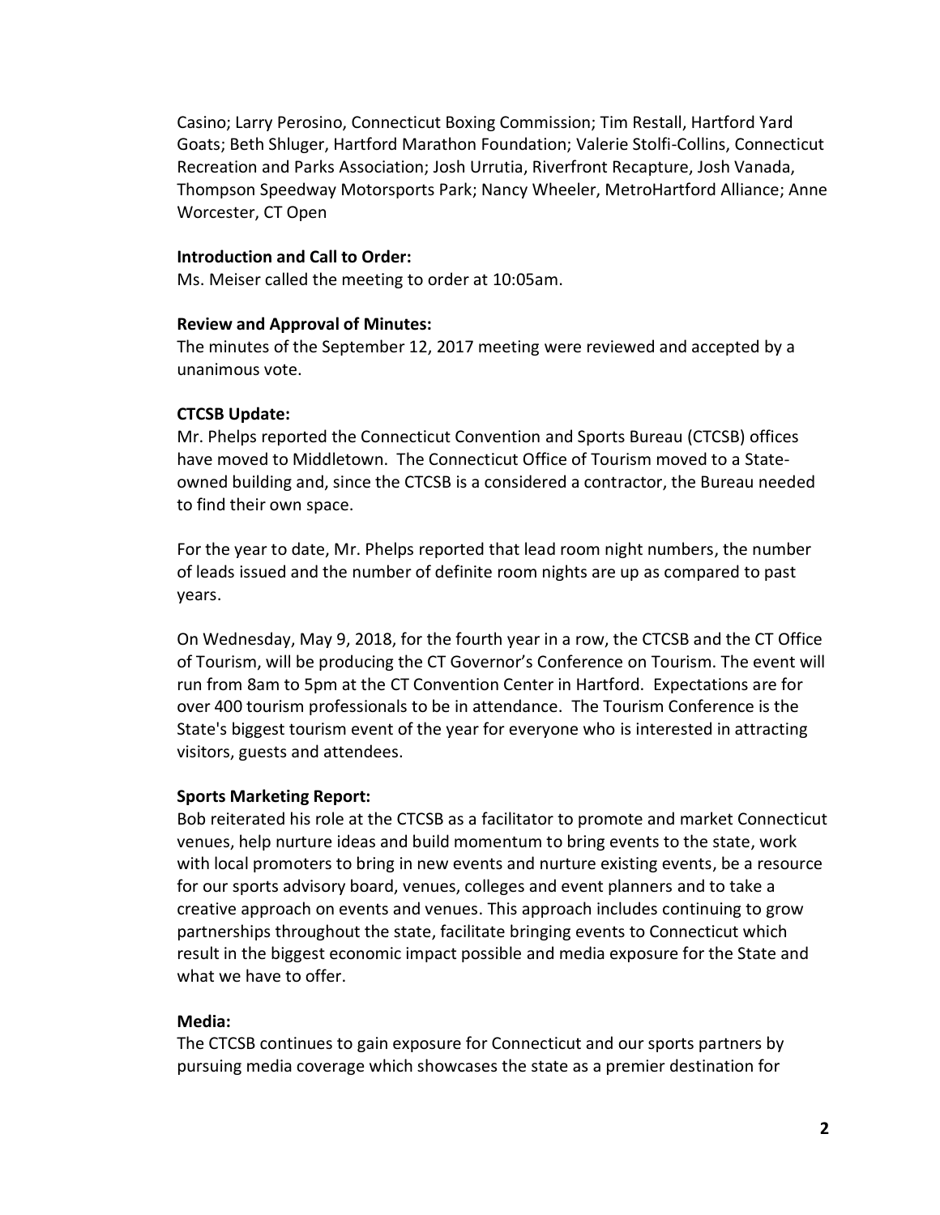Casino; Larry Perosino, Connecticut Boxing Commission; Tim Restall, Hartford Yard Goats; Beth Shluger, Hartford Marathon Foundation; Valerie Stolfi-Collins, Connecticut Recreation and Parks Association; Josh Urrutia, Riverfront Recapture, Josh Vanada, Thompson Speedway Motorsports Park; Nancy Wheeler, MetroHartford Alliance; Anne Worcester, CT Open

**Introduction and Call to Order:**
Ms. Meiser called the meeting to order at 10:05am.

**Review and Approval of Minutes:**
The minutes of the September 12, 2017 meeting were reviewed and accepted by a unanimous vote.

**CTCSB Update:**
Mr. Phelps reported the Connecticut Convention and Sports Bureau (CTCSB) offices have moved to Middletown. The Connecticut Office of Tourism moved to a State-owned building and, since the CTCSB is a considered a contractor, the Bureau needed to find their own space.

For the year to date, Mr. Phelps reported that lead room night numbers, the number of leads issued and the number of definite room nights are up as compared to past years.

On Wednesday, May 9, 2018, for the fourth year in a row, the CTCSB and the CT Office of Tourism, will be producing the CT Governor's Conference on Tourism. The event will run from 8am to 5pm at the CT Convention Center in Hartford. Expectations are for over 400 tourism professionals to be in attendance. The Tourism Conference is the State's biggest tourism event of the year for everyone who is interested in attracting visitors, guests and attendees.

**Sports Marketing Report:**
Bob reiterated his role at the CTCSB as a facilitator to promote and market Connecticut venues, help nurture ideas and build momentum to bring events to the state, work with local promoters to bring in new events and nurture existing events, be a resource for our sports advisory board, venues, colleges and event planners and to take a creative approach on events and venues. This approach includes continuing to grow partnerships throughout the state, facilitate bringing events to Connecticut which result in the biggest economic impact possible and media exposure for the State and what we have to offer.

**Media:**
The CTCSB continues to gain exposure for Connecticut and our sports partners by pursuing media coverage which showcases the state as a premier destination for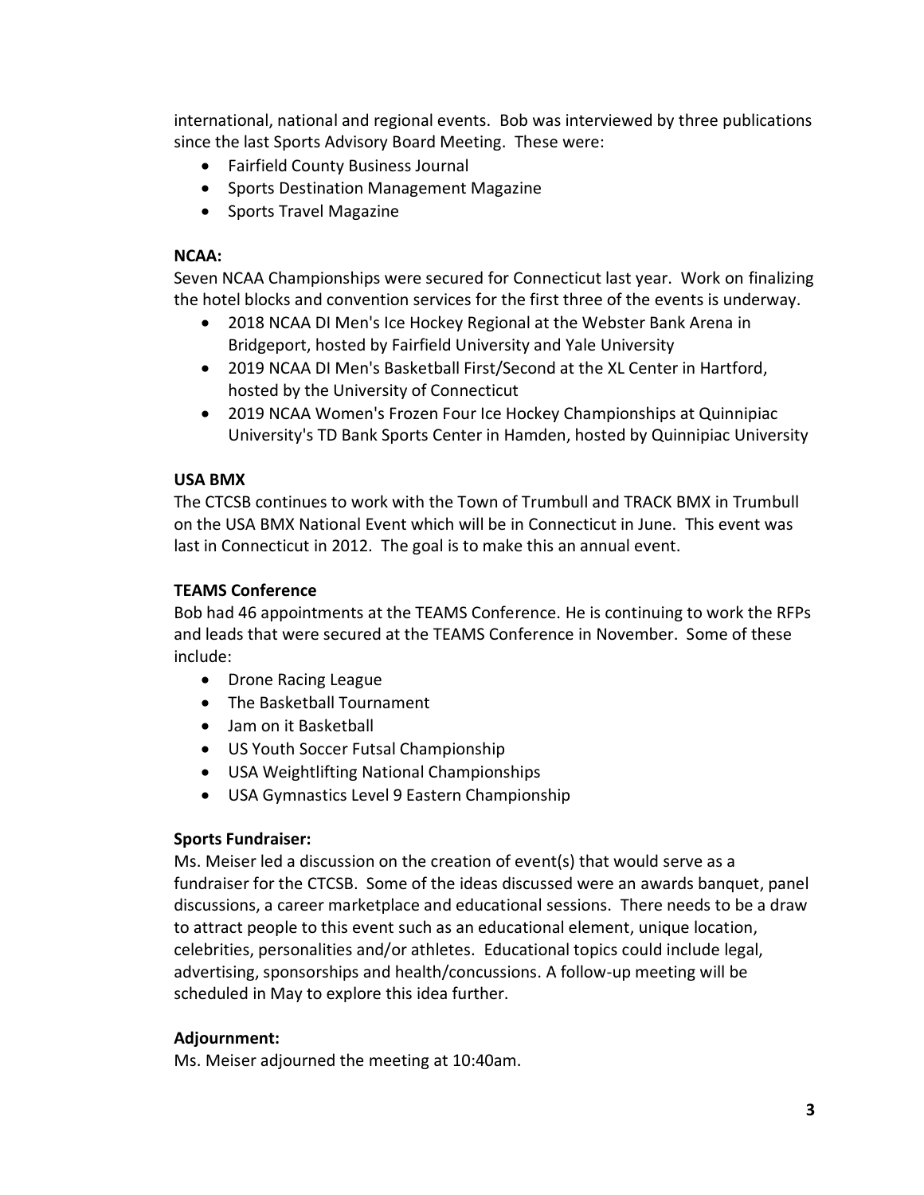international, national and regional events. Bob was interviewed by three publications since the last Sports Advisory Board Meeting. These were:

- Fairfield County Business Journal
- Sports Destination Management Magazine
- Sports Travel Magazine

**NCAA:**

Seven NCAA Championships were secured for Connecticut last year. Work on finalizing the hotel blocks and convention services for the first three of the events is underway.

- 2018 NCAA DI Men's Ice Hockey Regional at the Webster Bank Arena in Bridgeport, hosted by Fairfield University and Yale University
- 2019 NCAA DI Men's Basketball First/Second at the XL Center in Hartford, hosted by the University of Connecticut
- 2019 NCAA Women's Frozen Four Ice Hockey Championships at Quinnipiac University's TD Bank Sports Center in Hamden, hosted by Quinnipiac University

**USA BMX**

The CTCSB continues to work with the Town of Trumbull and TRACK BMX in Trumbull on the USA BMX National Event which will be in Connecticut in June. This event was last in Connecticut in 2012. The goal is to make this an annual event.

**TEAMS Conference**

Bob had 46 appointments at the TEAMS Conference. He is continuing to work the RFPs and leads that were secured at the TEAMS Conference in November. Some of these include:

- Drone Racing League
- The Basketball Tournament
- Jam on it Basketball
- US Youth Soccer Futsal Championship
- USA Weightlifting National Championships
- USA Gymnastics Level 9 Eastern Championship

**Sports Fundraiser:**

Ms. Meiser led a discussion on the creation of event(s) that would serve as a fundraiser for the CTCSB. Some of the ideas discussed were an awards banquet, panel discussions, a career marketplace and educational sessions. There needs to be a draw to attract people to this event such as an educational element, unique location, celebrities, personalities and/or athletes. Educational topics could include legal, advertising, sponsorships and health/concussions. A follow-up meeting will be scheduled in May to explore this idea further.

**Adjournment:**

Ms. Meiser adjourned the meeting at 10:40am.